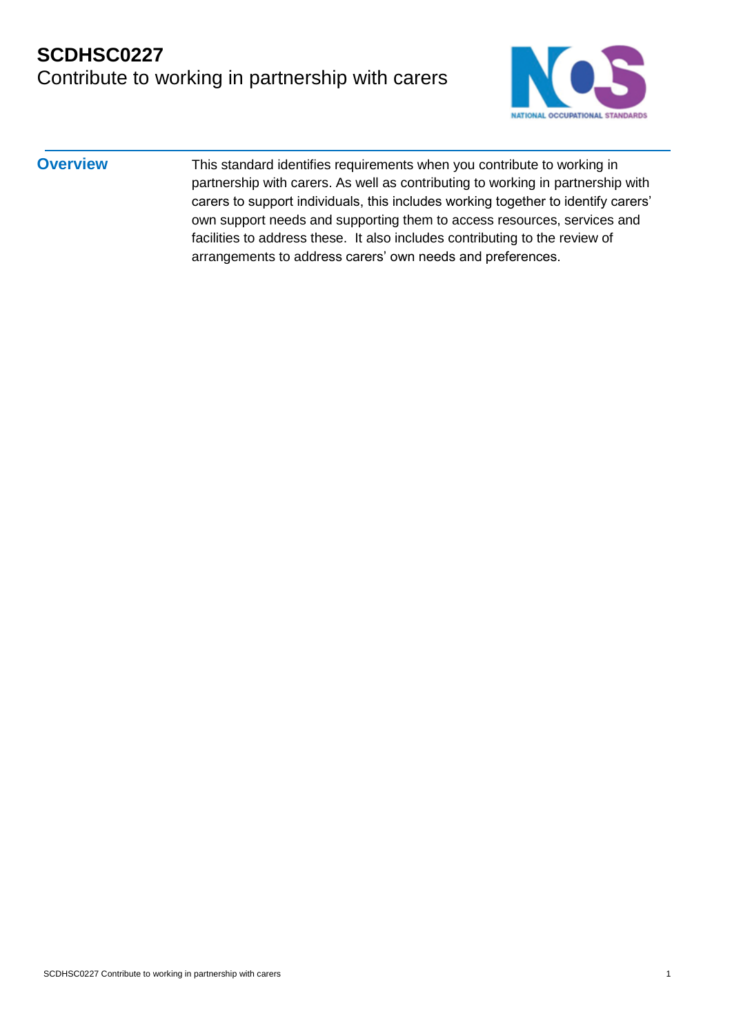# SCDHSC0227
## Contribute to working in partnership with carers

### Overview

This standard identifies requirements when you contribute to working in partnership with carers. As well as contributing to working in partnership with carers to support individuals, this includes working together to identify carers' own support needs and supporting them to access resources, services and facilities to address these. It also includes contributing to the review of arrangements to address carers' own needs and preferences.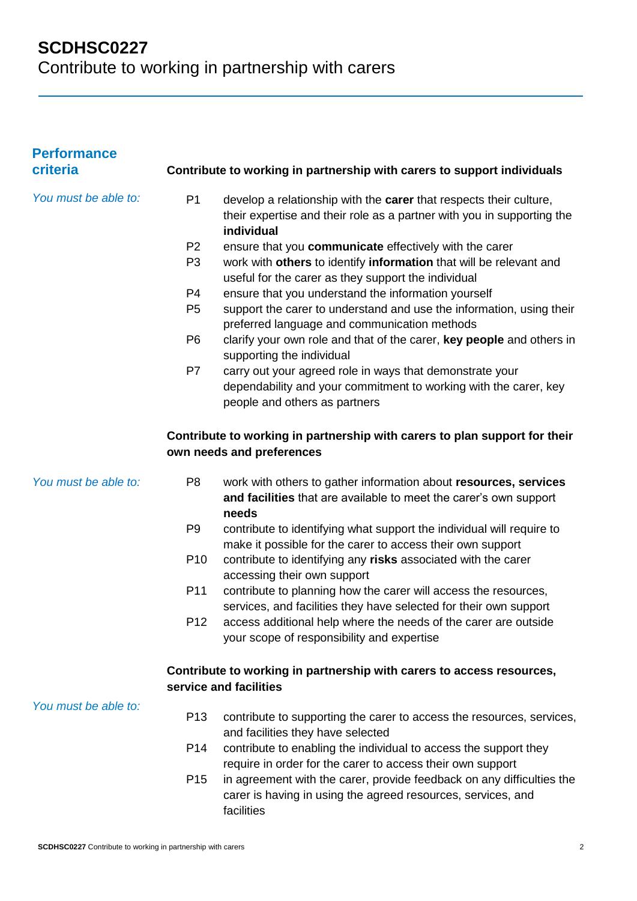# SCDHSC0227
Contribute to working in partnership with carers

## Performance criteria

### Contribute to working in partnership with carers to support individuals

*You must be able to:*

P1 develop a relationship with the **carer** that respects their culture, their expertise and their role as a partner with you in supporting the **individual**

P2 ensure that you **communicate** effectively with the carer

P3 work with **others** to identify **information** that will be relevant and useful for the carer as they support the individual

P4 ensure that you understand the information yourself

P5 support the carer to understand and use the information, using their preferred language and communication methods

P6 clarify your own role and that of the carer, **key people** and others in supporting the individual

P7 carry out your agreed role in ways that demonstrate your dependability and your commitment to working with the carer, key people and others as partners

### Contribute to working in partnership with carers to plan support for their own needs and preferences

*You must be able to:*

P8 work with others to gather information about **resources, services and facilities** that are available to meet the carer's own support **needs**

P9 contribute to identifying what support the individual will require to make it possible for the carer to access their own support

P10 contribute to identifying any **risks** associated with the carer accessing their own support

P11 contribute to planning how the carer will access the resources, services, and facilities they have selected for their own support

P12 access additional help where the needs of the carer are outside your scope of responsibility and expertise

### Contribute to working in partnership with carers to access resources, service and facilities

*You must be able to:*

P13 contribute to supporting the carer to access the resources, services, and facilities they have selected

P14 contribute to enabling the individual to access the support they require in order for the carer to access their own support

P15 in agreement with the carer, provide feedback on any difficulties the carer is having in using the agreed resources, services, and facilities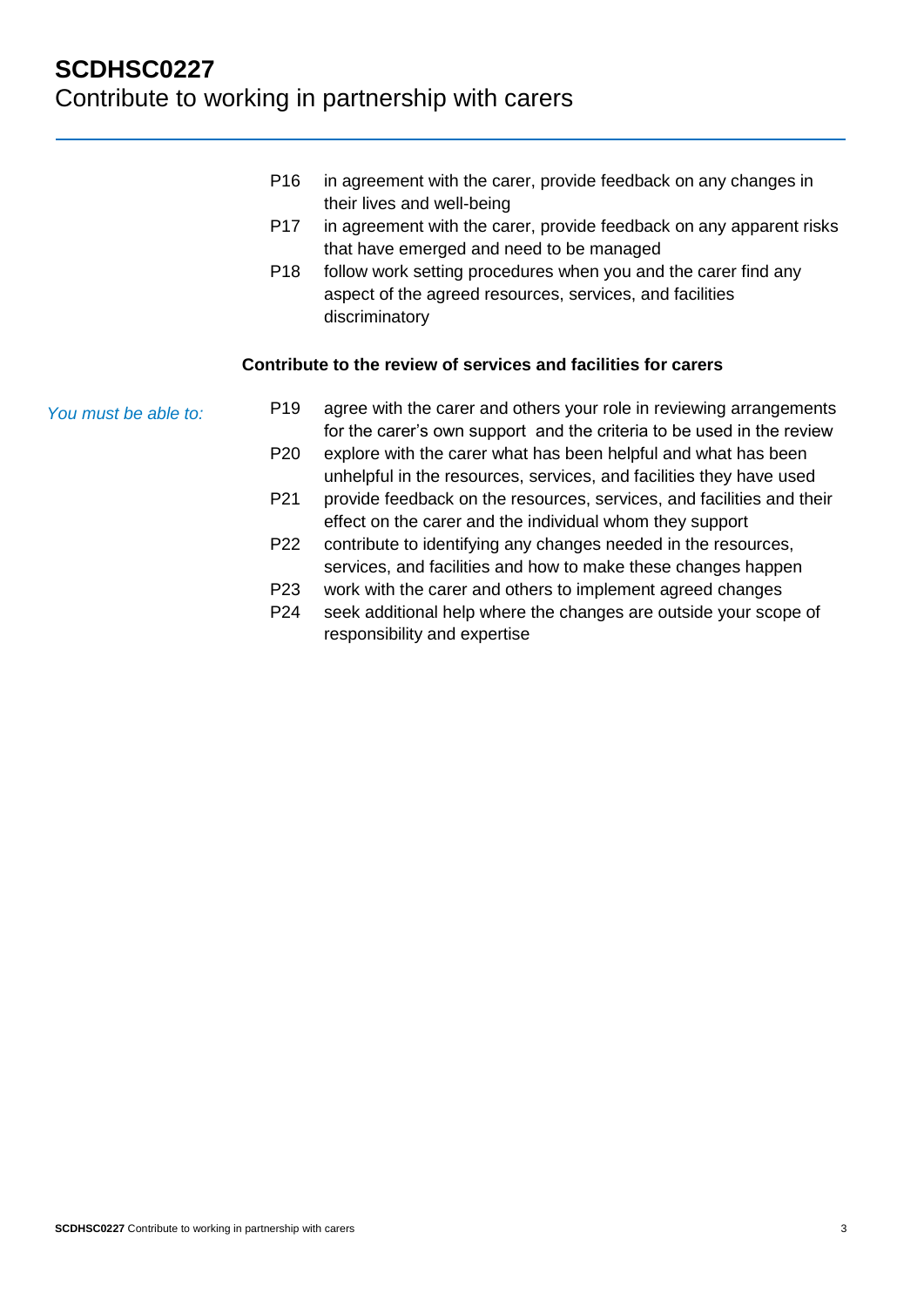P16 in agreement with the carer, provide feedback on any changes in their lives and well-being

P17 in agreement with the carer, provide feedback on any apparent risks that have emerged and need to be managed

P18 follow work setting procedures when you and the carer find any aspect of the agreed resources, services, and facilities discriminatory

**Contribute to the review of services and facilities for carers**

*You must be able to:*

P19 agree with the carer and others your role in reviewing arrangements for the carer's own support and the criteria to be used in the review

P20 explore with the carer what has been helpful and what has been unhelpful in the resources, services, and facilities they have used

P21 provide feedback on the resources, services, and facilities and their effect on the carer and the individual whom they support

P22 contribute to identifying any changes needed in the resources, services, and facilities and how to make these changes happen

P23 work with the carer and others to implement agreed changes

P24 seek additional help where the changes are outside your scope of responsibility and expertise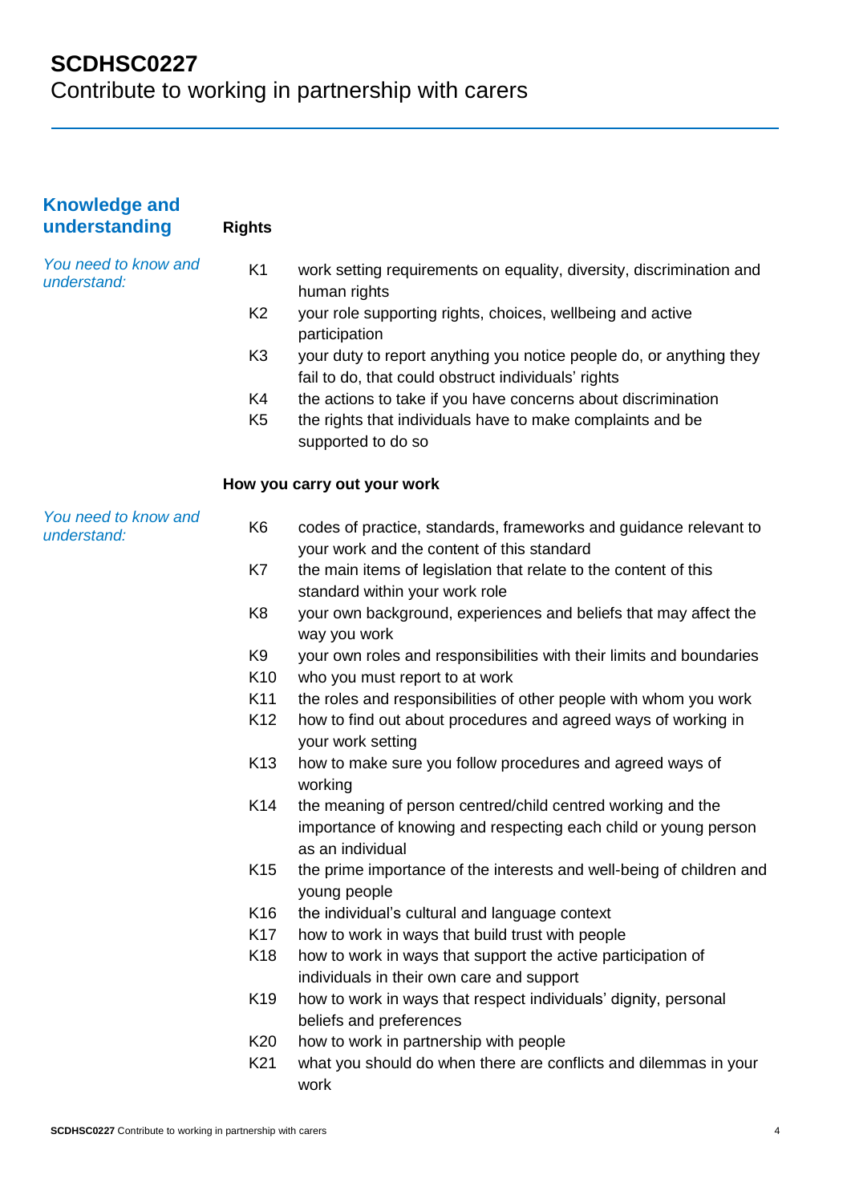# SCDHSC0227
Contribute to working in partnership with carers

## Knowledge and understanding

### Rights

*You need to know and understand:*

- K1 work setting requirements on equality, diversity, discrimination and human rights
- K2 your role supporting rights, choices, wellbeing and active participation
- K3 your duty to report anything you notice people do, or anything they fail to do, that could obstruct individuals' rights
- K4 the actions to take if you have concerns about discrimination
- K5 the rights that individuals have to make complaints and be supported to do so

### How you carry out your work

*You need to know and understand:*

- K6 codes of practice, standards, frameworks and guidance relevant to your work and the content of this standard
- K7 the main items of legislation that relate to the content of this standard within your work role
- K8 your own background, experiences and beliefs that may affect the way you work
- K9 your own roles and responsibilities with their limits and boundaries
- K10 who you must report to at work
- K11 the roles and responsibilities of other people with whom you work
- K12 how to find out about procedures and agreed ways of working in your work setting
- K13 how to make sure you follow procedures and agreed ways of working
- K14 the meaning of person centred/child centred working and the importance of knowing and respecting each child or young person as an individual
- K15 the prime importance of the interests and well-being of children and young people
- K16 the individual's cultural and language context
- K17 how to work in ways that build trust with people
- K18 how to work in ways that support the active participation of individuals in their own care and support
- K19 how to work in ways that respect individuals' dignity, personal beliefs and preferences
- K20 how to work in partnership with people
- K21 what you should do when there are conflicts and dilemmas in your work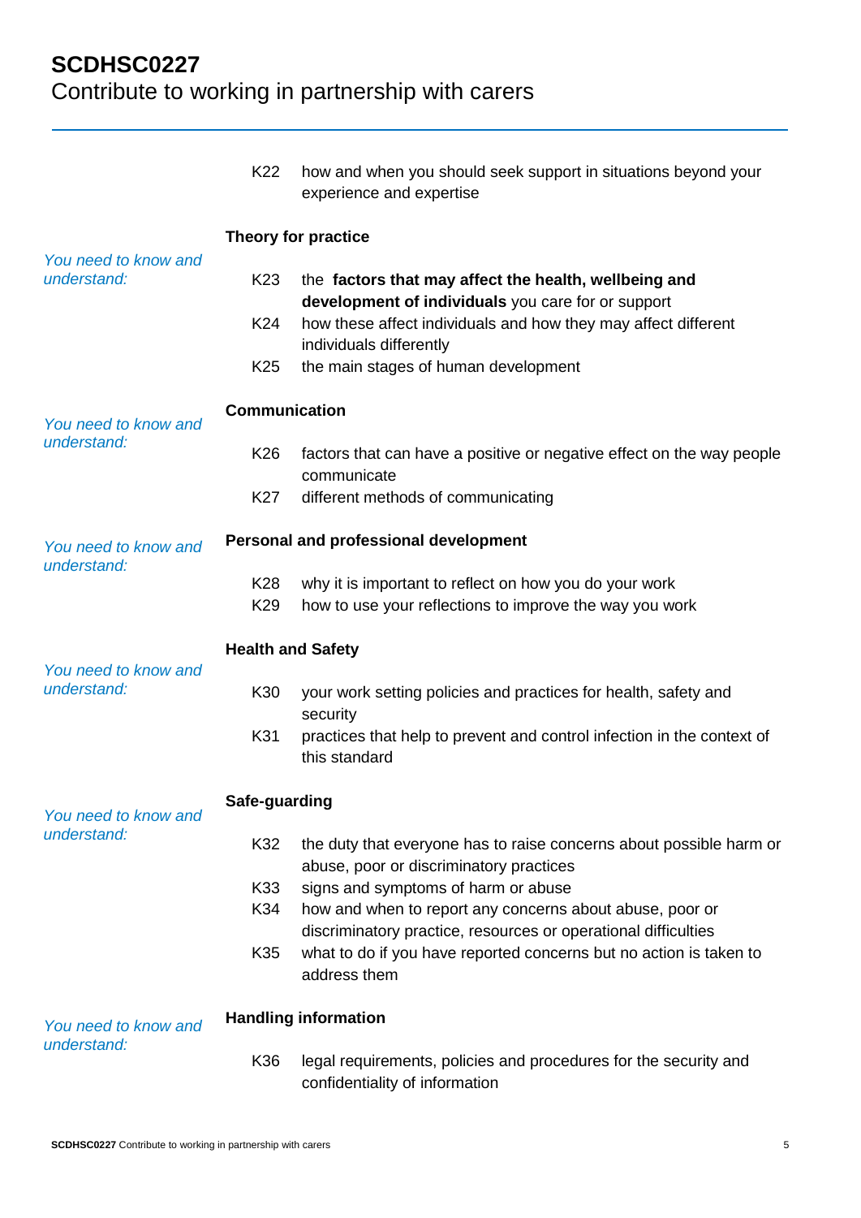K22 how and when you should seek support in situations beyond your experience and expertise

**Theory for practice**

*You need to know and understand:*

K23 the **factors that may affect the health, wellbeing and development of individuals** you care for or support

K24 how these affect individuals and how they may affect different individuals differently

K25 the main stages of human development

**Communication**

*You need to know and understand:*

K26 factors that can have a positive or negative effect on the way people communicate

K27 different methods of communicating

**Personal and professional development**

*You need to know and understand:*

K28 why it is important to reflect on how you do your work

K29 how to use your reflections to improve the way you work

**Health and Safety**

*You need to know and understand:*

K30 your work setting policies and practices for health, safety and security

K31 practices that help to prevent and control infection in the context of this standard

**Safe-guarding**

*You need to know and understand:*

K32 the duty that everyone has to raise concerns about possible harm or abuse, poor or discriminatory practices

K33 signs and symptoms of harm or abuse

K34 how and when to report any concerns about abuse, poor or discriminatory practice, resources or operational difficulties

K35 what to do if you have reported concerns but no action is taken to address them

**Handling information**

*You need to know and understand:*

K36 legal requirements, policies and procedures for the security and confidentiality of information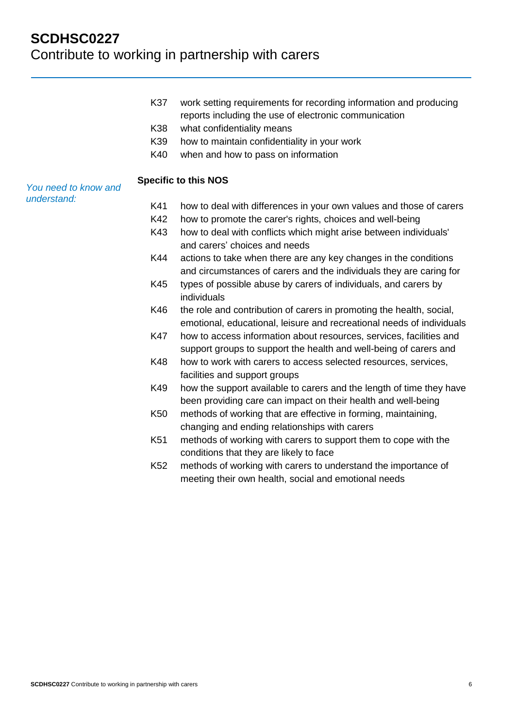K37 work setting requirements for recording information and producing reports including the use of electronic communication

K38 what confidentiality means

K39 how to maintain confidentiality in your work

K40 when and how to pass on information

*You need to know and understand:*

**Specific to this NOS**

K41 how to deal with differences in your own values and those of carers

K42 how to promote the carer's rights, choices and well-being

K43 how to deal with conflicts which might arise between individuals' and carers' choices and needs

K44 actions to take when there are any key changes in the conditions and circumstances of carers and the individuals they are caring for

K45 types of possible abuse by carers of individuals, and carers by individuals

K46 the role and contribution of carers in promoting the health, social, emotional, educational, leisure and recreational needs of individuals

K47 how to access information about resources, services, facilities and support groups to support the health and well-being of carers and

K48 how to work with carers to access selected resources, services, facilities and support groups

K49 how the support available to carers and the length of time they have been providing care can impact on their health and well-being

K50 methods of working that are effective in forming, maintaining, changing and ending relationships with carers

K51 methods of working with carers to support them to cope with the conditions that they are likely to face

K52 methods of working with carers to understand the importance of meeting their own health, social and emotional needs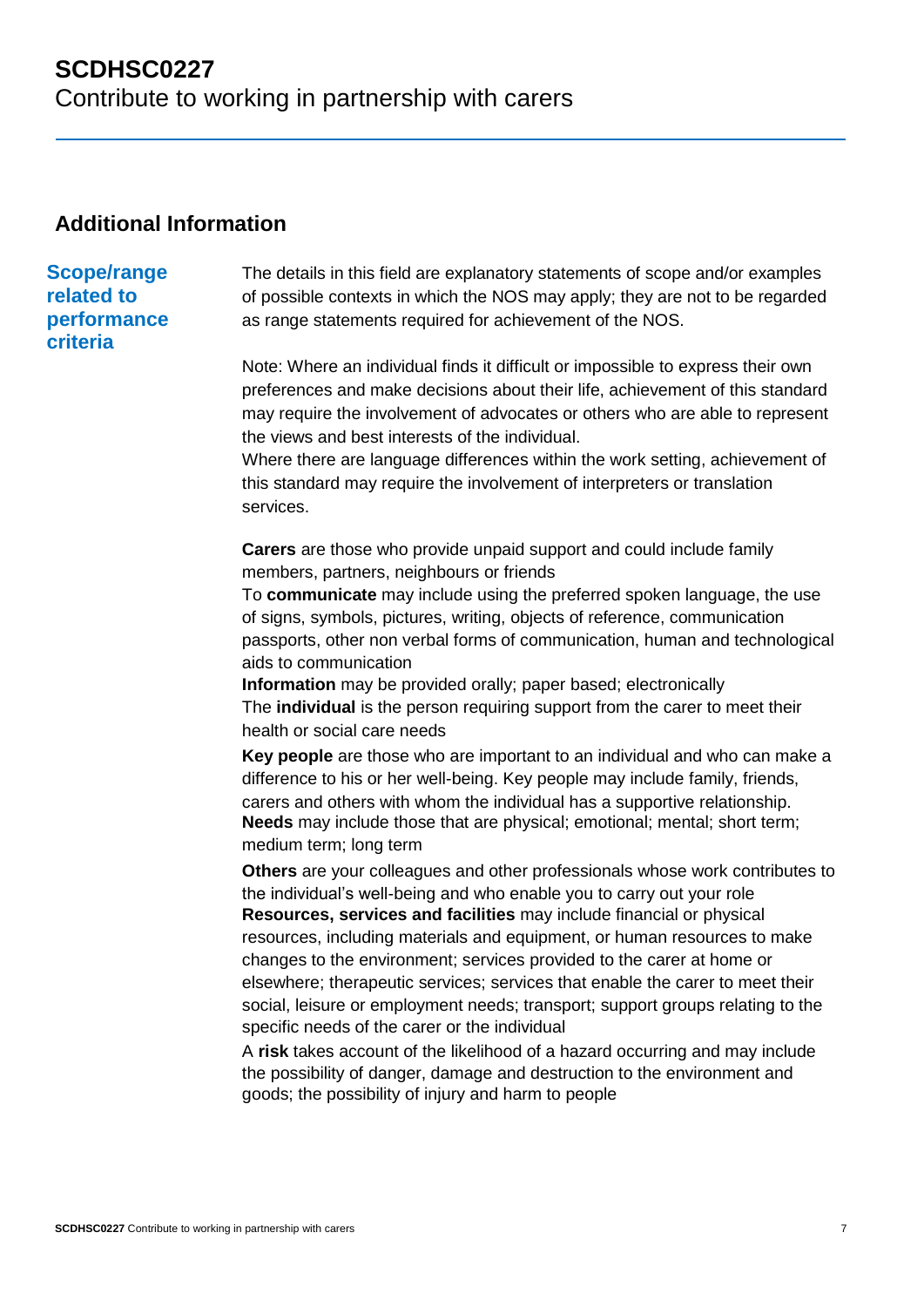# SCDHSC0227
Contribute to working in partnership with carers

## Additional Information

### Scope/range related to performance criteria

The details in this field are explanatory statements of scope and/or examples of possible contexts in which the NOS may apply; they are not to be regarded as range statements required for achievement of the NOS.

Note: Where an individual finds it difficult or impossible to express their own preferences and make decisions about their life, achievement of this standard may require the involvement of advocates or others who are able to represent the views and best interests of the individual.
Where there are language differences within the work setting, achievement of this standard may require the involvement of interpreters or translation services.

**Carers** are those who provide unpaid support and could include family members, partners, neighbours or friends
To **communicate** may include using the preferred spoken language, the use of signs, symbols, pictures, writing, objects of reference, communication passports, other non verbal forms of communication, human and technological aids to communication
**Information** may be provided orally; paper based; electronically
The **individual** is the person requiring support from the carer to meet their health or social care needs
**Key people** are those who are important to an individual and who can make a difference to his or her well-being. Key people may include family, friends, carers and others with whom the individual has a supportive relationship.
**Needs** may include those that are physical; emotional; mental; short term; medium term; long term
**Others** are your colleagues and other professionals whose work contributes to the individual's well-being and who enable you to carry out your role
**Resources, services and facilities** may include financial or physical resources, including materials and equipment, or human resources to make changes to the environment; services provided to the carer at home or elsewhere; therapeutic services; services that enable the carer to meet their social, leisure or employment needs; transport; support groups relating to the specific needs of the carer or the individual
A **risk** takes account of the likelihood of a hazard occurring and may include the possibility of danger, damage and destruction to the environment and goods; the possibility of injury and harm to people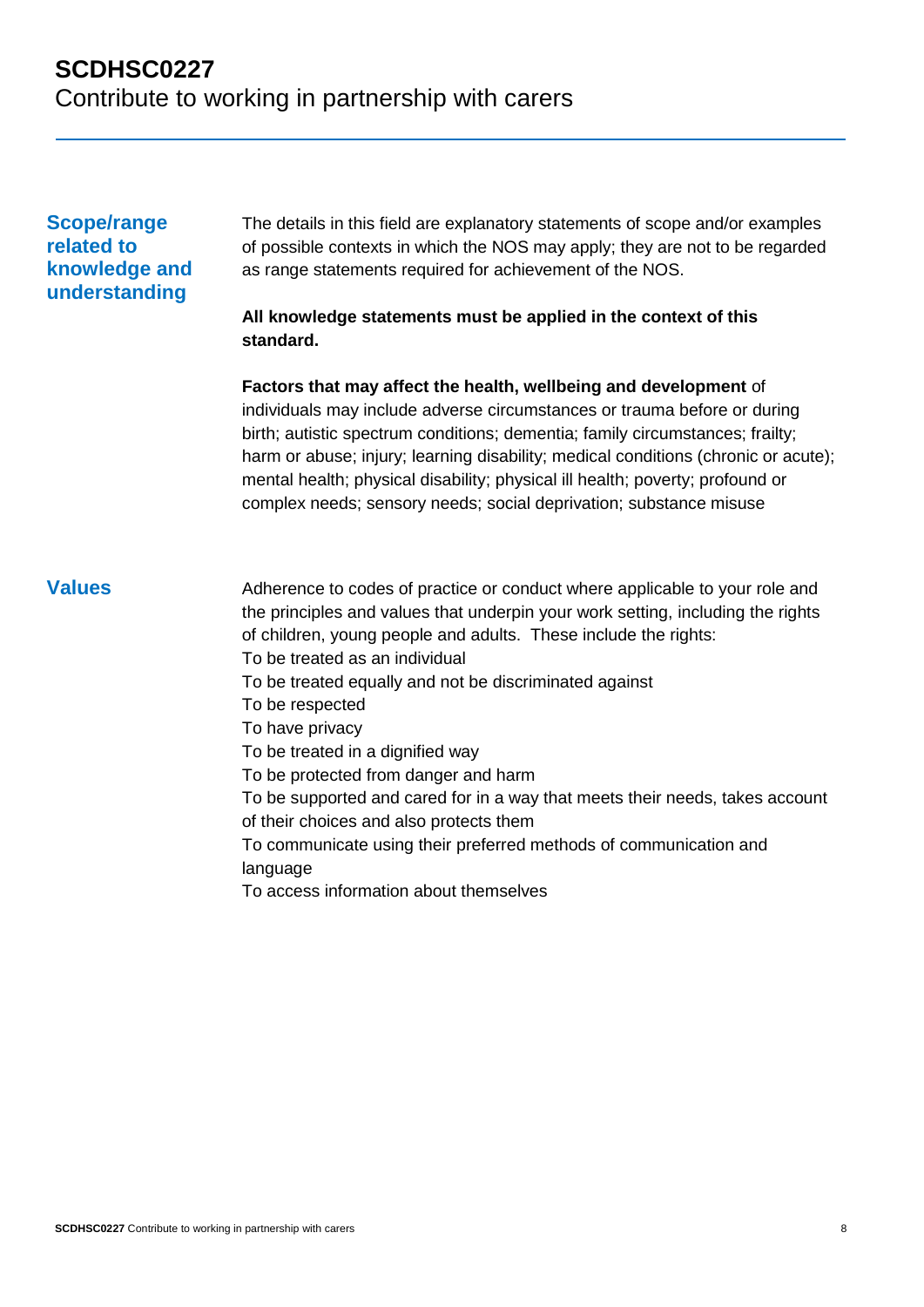## Scope/range related to knowledge and understanding

The details in this field are explanatory statements of scope and/or examples of possible contexts in which the NOS may apply; they are not to be regarded as range statements required for achievement of the NOS.

**All knowledge statements must be applied in the context of this standard.**

**Factors that may affect the health, wellbeing and development** of individuals may include adverse circumstances or trauma before or during birth; autistic spectrum conditions; dementia; family circumstances; frailty; harm or abuse; injury; learning disability; medical conditions (chronic or acute); mental health; physical disability; physical ill health; poverty; profound or complex needs; sensory needs; social deprivation; substance misuse

## Values

Adherence to codes of practice or conduct where applicable to your role and the principles and values that underpin your work setting, including the rights of children, young people and adults. These include the rights:

To be treated as an individual
To be treated equally and not be discriminated against
To be respected
To have privacy
To be treated in a dignified way
To be protected from danger and harm
To be supported and cared for in a way that meets their needs, takes account of their choices and also protects them
To communicate using their preferred methods of communication and language
To access information about themselves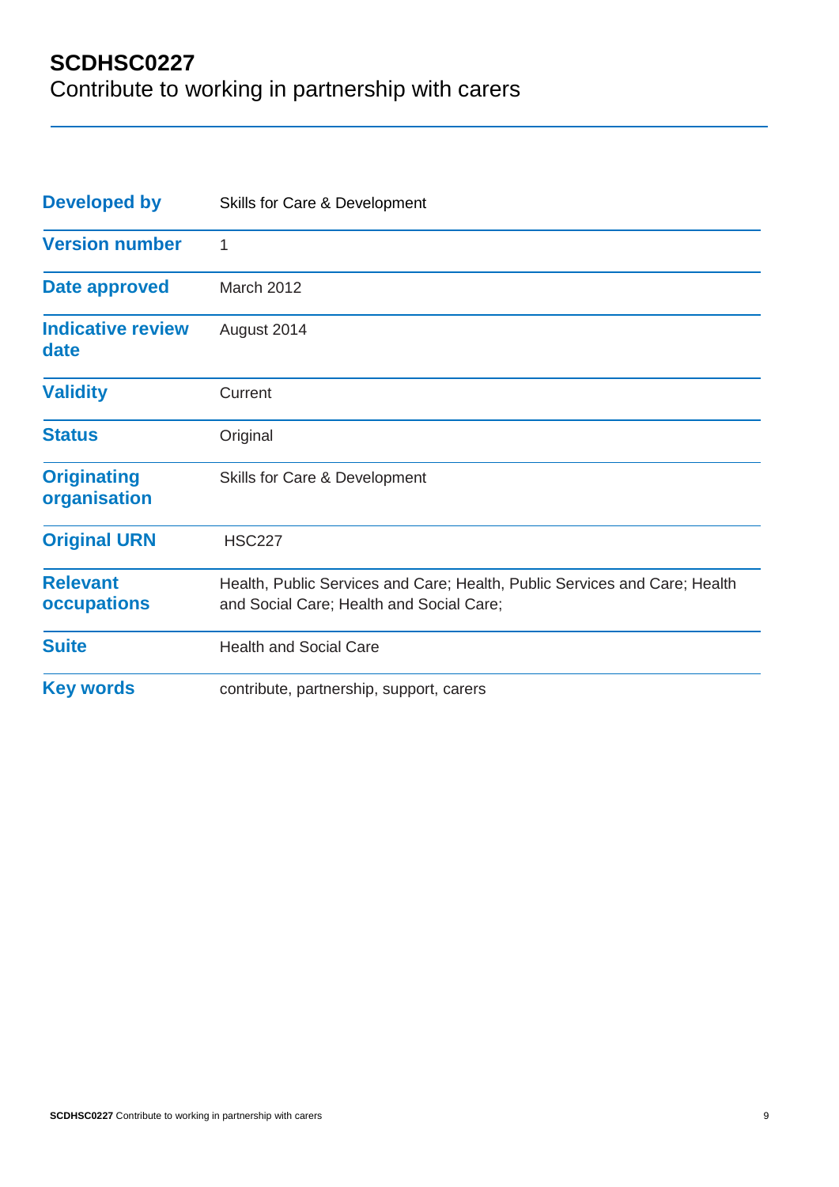# SCDHSC0227

Contribute to working in partnership with carers

| | |
|---|---|
| **Developed by** | Skills for Care & Development |
| **Version number** | 1 |
| **Date approved** | March 2012 |
| **Indicative review date** | August 2014 |
| **Validity** | Current |
| **Status** | Original |
| **Originating organisation** | Skills for Care & Development |
| **Original URN** | HSC227 |
| **Relevant occupations** | Health, Public Services and Care; Health, Public Services and Care; Health and Social Care; Health and Social Care; |
| **Suite** | Health and Social Care |
| **Key words** | contribute, partnership, support, carers |